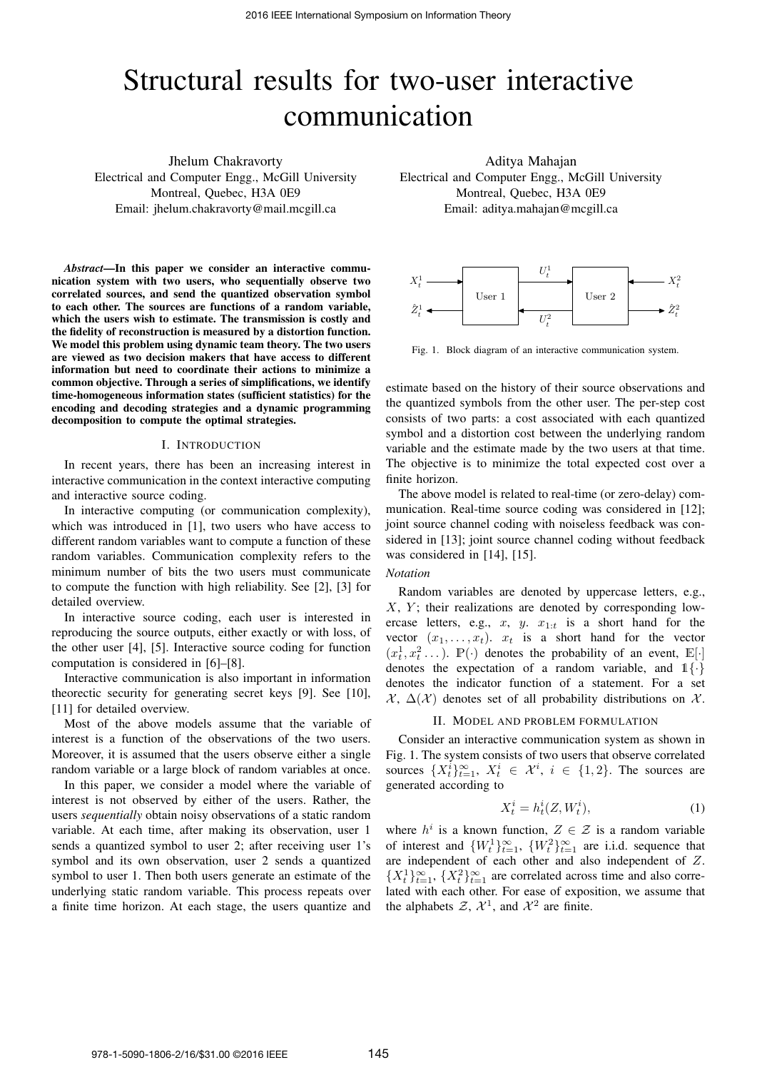# Structural results for two-user interactive communication

Jhelum Chakravorty
Electrical and Computer Engg., McGill University
Montreal, Quebec, H3A 0E9
Email: jhelum.chakravorty@mail.mcgill.ca

Aditya Mahajan
Electrical and Computer Engg., McGill University
Montreal, Quebec, H3A 0E9
Email: aditya.mahajan@mcgill.ca

***Abstract*—In this paper we consider an interactive communication system with two users, who sequentially observe two correlated sources, and send the quantized observation symbol to each other. The sources are functions of a random variable, which the users wish to estimate. The transmission is costly and the fidelity of reconstruction is measured by a distortion function. We model this problem using dynamic team theory. The two users are viewed as two decision makers that have access to different information but need to coordinate their actions to minimize a common objective. Through a series of simplifications, we identify time-homogeneous information states (sufficient statistics) for the encoding and decoding strategies and a dynamic programming decomposition to compute the optimal strategies.**

## I. Introduction

In recent years, there has been an increasing interest in interactive communication in the context interactive computing and interactive source coding.

In interactive computing (or communication complexity), which was introduced in [1], two users who have access to different random variables want to compute a function of these random variables. Communication complexity refers to the minimum number of bits the two users must communicate to compute the function with high reliability. See [2], [3] for detailed overview.

In interactive source coding, each user is interested in reproducing the source outputs, either exactly or with loss, of the other user [4], [5]. Interactive source coding for function computation is considered in [6]–[8].

Interactive communication is also important in information theorectic security for generating secret keys [9]. See [10], [11] for detailed overview.

Most of the above models assume that the variable of interest is a function of the observations of the two users. Moreover, it is assumed that the users observe either a single random variable or a large block of random variables at once.

In this paper, we consider a model where the variable of interest is not observed by either of the users. Rather, the users *sequentially* obtain noisy observations of a static random variable. At each time, after making its observation, user 1 sends a quantized symbol to user 2; after receiving user 1's symbol and its own observation, user 2 sends a quantized symbol to user 1. Then both users generate an estimate of the underlying static random variable. This process repeats over a finite time horizon. At each stage, the users quantize and estimate based on the history of their source observations and the quantized symbols from the other user. The per-step cost consists of two parts: a cost associated with each quantized symbol and a distortion cost between the underlying random variable and the estimate made by the two users at that time. The objective is to minimize the total expected cost over a finite horizon.

Fig. 1. Block diagram of an interactive communication system.

The above model is related to real-time (or zero-delay) communication. Real-time source coding was considered in [12]; joint source channel coding with noiseless feedback was considered in [13]; joint source channel coding without feedback was considered in [14], [15].

*Notation*

Random variables are denoted by uppercase letters, e.g., $X$, $Y$; their realizations are denoted by corresponding lowercase letters, e.g., $x$, $y$. $x_{1:t}$ is a short hand for the vector $(x_1, \dots, x_t)$. $x_t$ is a short hand for the vector $(x^1_t, x^2_t \dots)$. $\mathbb{P}(\cdot)$ denotes the probability of an event, $\mathbb{E}[\cdot]$ denotes the expectation of a random variable, and $\mathbb{1}\{\cdot\}$ denotes the indicator function of a statement. For a set $\mathcal{X}$, $\Delta(\mathcal{X})$ denotes set of all probability distributions on $\mathcal{X}$.

## II. Model and problem formulation

Consider an interactive communication system as shown in Fig. 1. The system consists of two users that observe correlated sources $\{X^i_t\}_{t=1}^{\infty}$, $X^i_t \in \mathcal{X}^i$, $i \in \{1, 2\}$. The sources are generated according to

$$X^i_t = h^i_t(Z, W^i_t), \tag{1}$$

where $h^i$ is a known function, $Z \in \mathcal{Z}$ is a random variable of interest and $\{W^1_t\}_{t=1}^{\infty}$, $\{W^2_t\}_{t=1}^{\infty}$ are i.i.d. sequence that are independent of each other and also independent of $Z$. $\{X^1_t\}_{t=1}^{\infty}$, $\{X^2_t\}_{t=1}^{\infty}$ are correlated across time and also correlated with each other. For ease of exposition, we assume that the alphabets $\mathcal{Z}$, $\mathcal{X}^1$, and $\mathcal{X}^2$ are finite.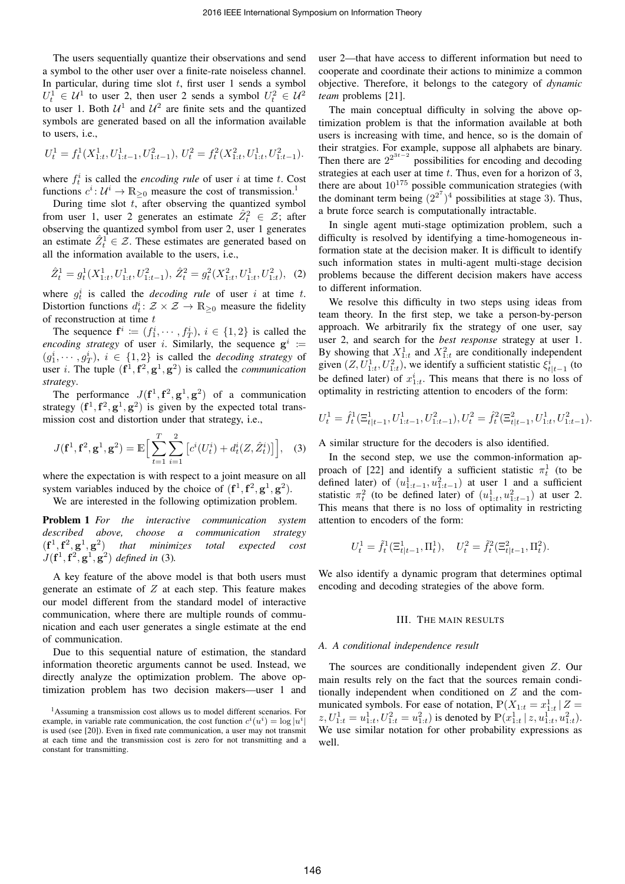The users sequentially quantize their observations and send a symbol to the other user over a finite-rate noiseless channel. In particular, during time slot $t$, first user 1 sends a symbol $U_t^1 \in \mathcal{U}^1$ to user 2, then user 2 sends a symbol $U_t^2 \in \mathcal{U}^2$ to user 1. Both $\mathcal{U}^1$ and $\mathcal{U}^2$ are finite sets and the quantized symbols are generated based on all the information available to users, i.e.,

$$U_t^1 = f_t^1(X_{1:t}^1, U_{1:t-1}^1, U_{1:t-1}^2),\; U_t^2 = f_t^2(X_{1:t}^2, U_{1:t}^1, U_{1:t-1}^2).$$

where $f_t^i$ is called the *encoding rule* of user $i$ at time $t$. Cost functions $c^i \colon \mathcal{U}^i \to \mathbb{R}_{\geq 0}$ measure the cost of transmission.[1]

During time slot $t$, after observing the quantized symbol from user 1, user 2 generates an estimate $\hat{Z}_t^2 \in \mathcal{Z}$; after observing the quantized symbol from user 2, user 1 generates an estimate $\hat{Z}_t^1 \in \mathcal{Z}$. These estimates are generated based on all the information available to the users, i.e.,

$$\hat{Z}_t^1 = g_t^1(X_{1:t}^1, U_{1:t}^1, U_{1:t-1}^2),\; \hat{Z}_t^2 = g_t^2(X_{1:t}^2, U_{1:t}^1, U_{1:t}^2), \quad (2)$$

where $g_t^i$ is called the *decoding rule* of user $i$ at time $t$. Distortion functions $d_t^i \colon \mathcal{Z} \times \mathcal{Z} \to \mathbb{R}_{\geq 0}$ measure the fidelity of reconstruction at time $t$

The sequence $\mathbf{f}^i := (f_1^i, \cdots, f_T^i)$, $i \in \{1, 2\}$ is called the *encoding strategy* of user $i$. Similarly, the sequence $\mathbf{g}^i := (g_1^i, \cdots, g_T^i)$, $i \in \{1, 2\}$ is called the *decoding strategy* of user $i$. The tuple $(\mathbf{f}^1, \mathbf{f}^2, \mathbf{g}^1, \mathbf{g}^2)$ is called the *communication strategy*.

The performance $J(\mathbf{f}^1, \mathbf{f}^2, \mathbf{g}^1, \mathbf{g}^2)$ of a communication strategy $(\mathbf{f}^1, \mathbf{f}^2, \mathbf{g}^1, \mathbf{g}^2)$ is given by the expected total transmission cost and distortion under that strategy, i.e.,

$$J(\mathbf{f}^1, \mathbf{f}^2, \mathbf{g}^1, \mathbf{g}^2) = \mathbb{E}\Big[\sum_{t=1}^{T}\sum_{i=1}^{2}\big[c^i(U_t^i) + d_t^i(Z, \hat{Z}_t^i)\big]\Big], \quad (3)$$

where the expectation is with respect to a joint measure on all system variables induced by the choice of $(\mathbf{f}^1, \mathbf{f}^2, \mathbf{g}^1, \mathbf{g}^2)$.

We are interested in the following optimization problem.

**Problem 1** *For the interactive communication system described above, choose a communication strategy $(\mathbf{f}^1, \mathbf{f}^2, \mathbf{g}^1, \mathbf{g}^2)$ that minimizes total expected cost $J(\mathbf{f}^1, \mathbf{f}^2, \mathbf{g}^1, \mathbf{g}^2)$ defined in* (3)*.*

A key feature of the above model is that both users must generate an estimate of $Z$ at each step. This feature makes our model different from the standard model of interactive communication, where there are multiple rounds of communication and each user generates a single estimate at the end of communication.

Due to this sequential nature of estimation, the standard information theoretic arguments cannot be used. Instead, we directly analyze the optimization problem. The above optimization problem has two decision makers—user 1 and user 2—that have access to different information but need to cooperate and coordinate their actions to minimize a common objective. Therefore, it belongs to the category of *dynamic team* problems [21].

The main conceptual difficulty in solving the above optimization problem is that the information available at both users is increasing with time, and hence, so is the domain of their stratgies. For example, suppose all alphabets are binary. Then there are $2^{2^{3t-2}}$ possibilities for encoding and decoding strategies at each user at time $t$. Thus, even for a horizon of 3, there are about $10^{175}$ possible communication strategies (with the dominant term being $(2^{2^7})^4$ possibilities at stage 3). Thus, a brute force search is computationally intractable.

In single agent muti-stage optimization problem, such a difficulty is resolved by identifying a time-homogeneous information state at the decision maker. It is difficult to identify such information states in multi-agent multi-stage decision problems because the different decision makers have access to different information.

We resolve this difficulty in two steps using ideas from team theory. In the first step, we take a person-by-person approach. We arbitrarily fix the strategy of one user, say user 2, and search for the *best response* strategy at user 1. By showing that $X_{1:t}^1$ and $X_{1:t}^2$ are conditionally independent given $(Z, U_{1:t}^1, U_{1:t}^2)$, we identify a sufficient statistic $\xi_{t|t-1}^i$ (to be defined later) of $x_{1:t}^i$. This means that there is no loss of optimality in restricting attention to encoders of the form:

$$U_t^1 = \hat{f}_t^1(\Xi_{t|t-1}^1, U_{1:t-1}^1, U_{1:t-1}^2), U_t^2 = \hat{f}_t^2(\Xi_{t|t-1}^2, U_{1:t}^1, U_{1:t-1}^2).$$

A similar structure for the decoders is also identified.

In the second step, we use the common-information approach of [22] and identify a sufficient statistic $\pi_t^1$ (to be defined later) of $(u_{1:t-1}^1, u_{1:t-1}^2)$ at user 1 and a sufficient statistic $\pi_t^2$ (to be defined later) of $(u_{1:t}^1, u_{1:t-1}^2)$ at user 2. This means that there is no loss of optimality in restricting attention to encoders of the form:

$$U_t^1 = \tilde{f}_t^1(\Xi_{t|t-1}^1, \Pi_t^1), \quad U_t^2 = \tilde{f}_t^2(\Xi_{t|t-1}^2, \Pi_t^2).$$

We also identify a dynamic program that determines optimal encoding and decoding strategies of the above form.

## III. THE MAIN RESULTS

### A. A conditional independence result

The sources are conditionally independent given $Z$. Our main results rely on the fact that the sources remain conditionally independent when conditioned on $Z$ and the communicated symbols. For ease of notation, $\mathbb{P}(X_{1:t} = x_{1:t}^1 \,|\, Z = z, U_{1:t}^1 = u_{1:t}^1, U_{1:t}^2 = u_{1:t}^2)$ is denoted by $\mathbb{P}(x_{1:t}^1 \,|\, z, u_{1:t}^1, u_{1:t}^2)$. We use similar notation for other probability expressions as well.

[1] Assuming a transmission cost allows us to model different scenarios. For example, in variable rate communication, the cost function $c^i(u^i) = \log |u^i|$ is used (see [20]). Even in fixed rate communication, a user may not transmit at each time and the transmission cost is zero for not transmitting and a constant for transmitting.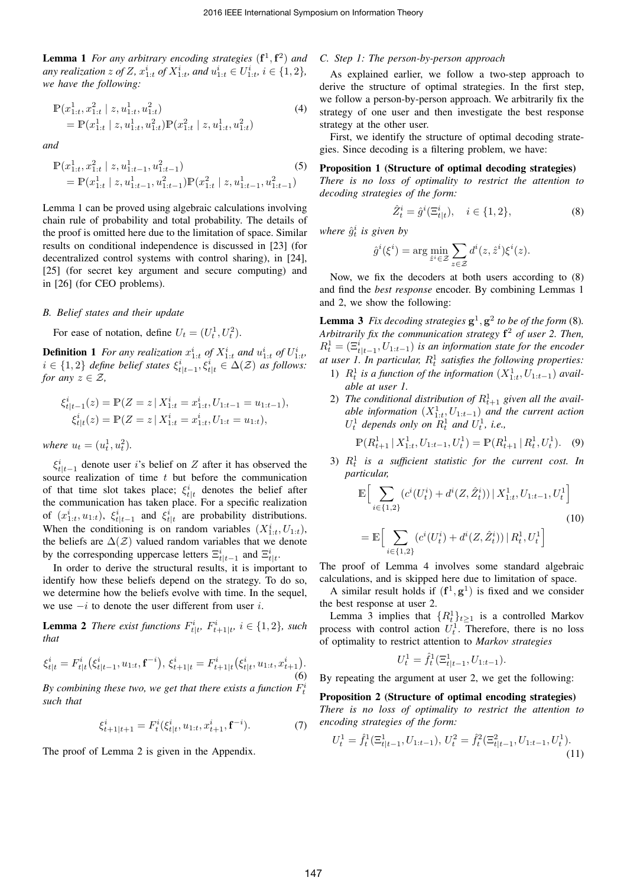**Lemma 1** *For any arbitrary encoding strategies* $(\mathbf{f}^1, \mathbf{f}^2)$ *and any realization* $z$ *of* $Z$, $x^i_{1:t}$ *of* $X^i_{1:t}$, *and* $u^i_{1:t} \in U^i_{1:t}$, $i \in \{1,2\}$, *we have the following:*

$$\begin{aligned}
&\mathbb{P}(x^1_{1:t}, x^2_{1:t} \mid z, u^1_{1:t}, u^2_{1:t}) \\
&\quad = \mathbb{P}(x^1_{1:t} \mid z, u^1_{1:t}, u^2_{1:t}) \mathbb{P}(x^2_{1:t} \mid z, u^1_{1:t}, u^2_{1:t})
\end{aligned} \tag{4}$$

*and*

$$\begin{aligned}
&\mathbb{P}(x^1_{1:t}, x^2_{1:t} \mid z, u^1_{1:t-1}, u^2_{1:t-1}) \\
&\quad = \mathbb{P}(x^1_{1:t} \mid z, u^1_{1:t-1}, u^2_{1:t-1}) \mathbb{P}(x^2_{1:t} \mid z, u^1_{1:t-1}, u^2_{1:t-1})
\end{aligned} \tag{5}$$

Lemma 1 can be proved using algebraic calculations involving chain rule of probability and total probability. The details of the proof is omitted here due to the limitation of space. Similar results on conditional independence is discussed in [23] (for decentralized control systems with control sharing), in [24], [25] (for secret key argument and secure computing) and in [26] (for CEO problems).

### B. Belief states and their update

For ease of notation, define $U_t = (U^1_t, U^2_t)$.

**Definition 1** *For any realization* $x^i_{1:t}$ *of* $X^i_{1:t}$ *and* $u^i_{1:t}$ *of* $U^i_{1:t}$, $i \in \{1,2\}$ *define belief states* $\xi^i_{t|t-1}, \xi^i_{t|t} \in \Delta(\mathcal{Z})$ *as follows: for any* $z \in \mathcal{Z}$,

$$\xi^i_{t|t-1}(z) = \mathbb{P}(Z = z \mid X^i_{1:t} = x^i_{1:t}, U_{1:t-1} = u_{1:t-1}),$$
$$\xi^i_{t|t}(z) = \mathbb{P}(Z = z \mid X^i_{1:t} = x^i_{1:t}, U_{1:t} = u_{1:t}),$$

*where* $u_t = (u^1_t, u^2_t)$.

$\xi^i_{t|t-1}$ denote user $i$'s belief on $Z$ after it has observed the source realization of time $t$ but before the communication of that time slot takes place; $\xi^i_{t|t}$ denotes the belief after the communication has taken place. For a specific realization of $(x^i_{1:t}, u_{1:t})$, $\xi^i_{t|t-1}$ and $\xi^i_{t|t}$ are probability distributions. When the conditioning is on random variables $(X^i_{1:t}, U_{1:t})$, the beliefs are $\Delta(\mathcal{Z})$ valued random variables that we denote by the corresponding uppercase letters $\Xi^i_{t|t-1}$ and $\Xi^i_{t|t}$.

In order to derive the structural results, it is important to identify how these beliefs depend on the strategy. To do so, we determine how the beliefs evolve with time. In the sequel, we use $-i$ to denote the user different from user $i$.

**Lemma 2** *There exist functions* $F^i_{t|t}$, $F^i_{t+1|t}$, $i \in \{1,2\}$, *such that*

$$\xi^i_{t|t} = F^i_{t|t}\big(\xi^i_{t|t-1}, u_{1:t}, \mathbf{f}^{-i}\big),\ \xi^i_{t+1|t} = F^i_{t+1|t}\big(\xi^i_{t|t}, u_{1:t}, x^i_{t+1}\big). \tag{6}$$

*By combining these two, we get that there exists a function* $F^i_t$ *such that*

$$\xi^i_{t+1|t+1} = F^i_t(\xi^i_{t|t}, u_{1:t}, x^i_{t+1}, \mathbf{f}^{-i}). \tag{7}$$

The proof of Lemma 2 is given in the Appendix.

### C. Step 1: The person-by-person approach

As explained earlier, we follow a two-step approach to derive the structure of optimal strategies. In the first step, we follow a person-by-person approach. We arbitrarily fix the strategy of one user and then investigate the best response strategy at the other user.

First, we identify the structure of optimal decoding strategies. Since decoding is a filtering problem, we have:

**Proposition 1 (Structure of optimal decoding strategies)** *There is no loss of optimality to restrict the attention to decoding strategies of the form:*

$$\hat{Z}^i_t = \hat{g}^i(\Xi^i_{t|t}), \quad i \in \{1,2\}, \tag{8}$$

*where* $\hat{g}^i_t$ *is given by*

$$\hat{g}^i(\xi^i) = \arg\min_{\hat{z}^i \in \mathcal{Z}} \sum_{z \in \mathcal{Z}} d^i(z, \hat{z}^i)\xi^i(z).$$

Now, we fix the decoders at both users according to (8) and find the *best response* encoder. By combining Lemmas 1 and 2, we show the following:

**Lemma 3** *Fix decoding strategies* $\mathbf{g}^1, \mathbf{g}^2$ *to be of the form* (8)*. Arbitrarily fix the communication strategy* $\mathbf{f}^2$ *of user 2. Then,* $R^1_t = (\Xi^i_{t|t-1}, U_{1:t-1})$ *is an information state for the encoder at user 1. In particular,* $R^1_t$ *satisfies the following properties:*

1) $R^1_t$ *is a function of the information* $(X^1_{1:t}, U_{1:t-1})$ *available at user 1.*
2) *The conditional distribution of* $R^1_{t+1}$ *given all the available information* $(X^1_{1:t}, U_{1:t-1})$ *and the current action* $U^1_t$ *depends only on* $R^1_t$ *and* $U^1_t$*, i.e.,*
$$\mathbb{P}(R^1_{t+1} \mid X^1_{1:t}, U_{1:t-1}, U^1_t) = \mathbb{P}(R^1_{t+1} \mid R^1_t, U^1_t). \tag{9}$$
3) $R^1_t$ *is a sufficient statistic for the current cost. In particular,*
$$\begin{aligned}
&\mathbb{E}\Big[\sum_{i \in \{1,2\}} (c^i(U^i_t) + d^i(Z, \hat{Z}^i_t)) \mid X^1_{1:t}, U_{1:t-1}, U^1_t\Big] \\
&= \mathbb{E}\Big[\sum_{i \in \{1,2\}} (c^i(U^i_t) + d^i(Z, \hat{Z}^i_t)) \mid R^1_t, U^1_t\Big]
\end{aligned} \tag{10}$$

The proof of Lemma 4 involves some standard algebraic calculations, and is skipped here due to limitation of space.

A similar result holds if $(\mathbf{f}^1, \mathbf{g}^1)$ is fixed and we consider the best response at user 2.

Lemma 3 implies that $\{R^1_t\}_{t \geq 1}$ is a controlled Markov process with control action $U^1_t$. Therefore, there is no loss of optimality to restrict attention to *Markov strategies*

$$U^1_t = \hat{f}^1_t(\Xi^1_{t|t-1}, U_{1:t-1}).$$

By repeating the argument at user 2, we get the following:

**Proposition 2 (Structure of optimal encoding strategies)** *There is no loss of optimality to restrict the attention to encoding strategies of the form:*

$$U^1_t = \hat{f}^1_t(\Xi^1_{t|t-1}, U_{1:t-1}),\ U^2_t = \hat{f}^2_t(\Xi^2_{t|t-1}, U_{1:t-1}, U^1_t). \tag{11}$$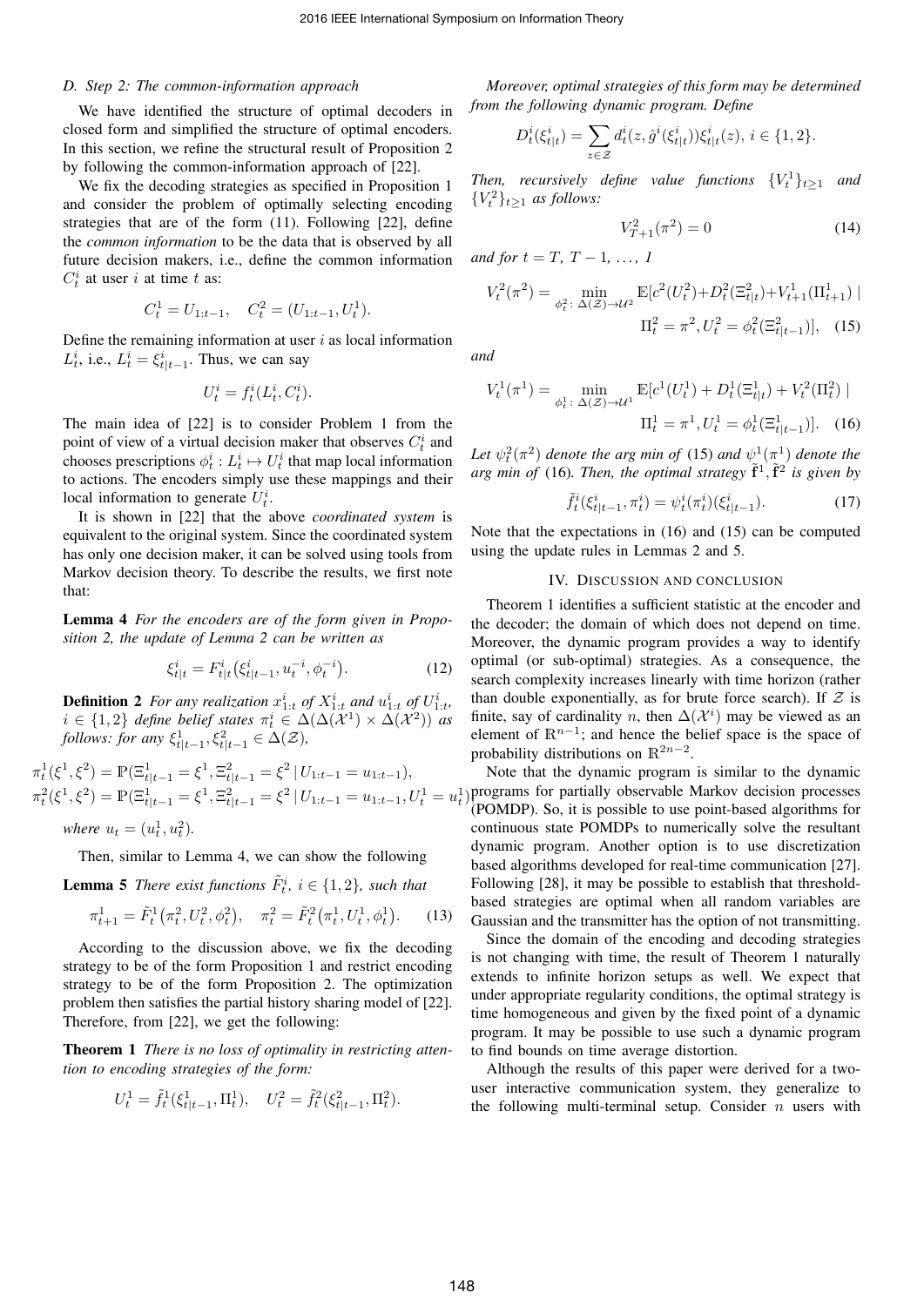### D. Step 2: The common-information approach

We have identified the structure of optimal decoders in closed form and simplified the structure of optimal encoders. In this section, we refine the structural result of Proposition 2 by following the common-information approach of [22].

We fix the decoding strategies as specified in Proposition 1 and consider the problem of optimally selecting encoding strategies that are of the form (11). Following [22], define the *common information* to be the data that is observed by all future decision makers, i.e., define the common information $C^i_t$ at user $i$ at time $t$ as:

$$C^1_t = U_{1:t-1}, \quad C^2_t = (U_{1:t-1}, U^1_t).$$

Define the remaining information at user $i$ as local information $L^i_t$, i.e., $L^i_t = \xi^i_{t|t-1}$. Thus, we can say

$$U^i_t = f^i_t(L^i_t, C^i_t).$$

The main idea of [22] is to consider Problem 1 from the point of view of a virtual decision maker that observes $C^i_t$ and chooses prescriptions $\phi^i_t : L^i_t \mapsto U^i_t$ that map local information to actions. The encoders simply use these mappings and their local information to generate $U^i_t$.

It is shown in [22] that the above *coordinated system* is equivalent to the original system. Since the coordinated system has only one decision maker, it can be solved using tools from Markov decision theory. To describe the results, we first note that:

**Lemma 4** *For the encoders are of the form given in Proposition 2, the update of Lemma 2 can be written as*

$$\xi^i_{t|t} = F^i_{t|t}\big(\xi^i_{t|t-1}, u^{-i}_t, \phi^{-i}_t\big). \tag{12}$$

**Definition 2** *For any realization $x^i_{1:t}$ of $X^i_{1:t}$ and $u^i_{1:t}$ of $U^i_{1:t}$, $i \in \{1, 2\}$ define belief states $\pi^i_t \in \Delta(\Delta(\mathcal{X}^1) \times \Delta(\mathcal{X}^2))$ as follows: for any $\xi^1_{t|t-1}, \xi^2_{t|t-1} \in \Delta(\mathcal{Z})$,*

$$\pi^1_t(\xi^1, \xi^2) = \mathbb{P}(\Xi^1_{t|t-1} = \xi^1, \Xi^2_{t|t-1} = \xi^2 \,|\, U_{1:t-1} = u_{1:t-1}),$$
$$\pi^2_t(\xi^1, \xi^2) = \mathbb{P}(\Xi^1_{t|t-1} = \xi^1, \Xi^2_{t|t-1} = \xi^2 \,|\, U_{1:t-1} = u_{1:t-1}, U^1_t = u^1_t)$$

*where $u_t = (u^1_t, u^2_t)$.*

Then, similar to Lemma 4, we can show the following

**Lemma 5** *There exist functions $\tilde{F}^i_t$, $i \in \{1, 2\}$, such that*

$$\pi^1_{t+1} = \tilde{F}^1_t\big(\pi^2_t, U^2_t, \phi^2_t\big), \quad \pi^2_t = \tilde{F}^2_t\big(\pi^1_t, U^1_t, \phi^1_t\big). \tag{13}$$

According to the discussion above, we fix the decoding strategy to be of the form Proposition 1 and restrict encoding strategy to be of the form Proposition 2. The optimization problem then satisfies the partial history sharing model of [22]. Therefore, from [22], we get the following:

**Theorem 1** *There is no loss of optimality in restricting attention to encoding strategies of the form:*

$$U^1_t = \tilde{f}^1_t(\xi^1_{t|t-1}, \Pi^1_t), \quad U^2_t = \tilde{f}^2_t(\xi^2_{t|t-1}, \Pi^2_t).$$

*Moreover, optimal strategies of this form may be determined from the following dynamic program. Define*

$$D^i_t(\xi^i_{t|t}) = \sum_{z \in \mathcal{Z}} d^i_t(z, \hat{g}^i(\xi^i_{t|t}))\xi^i_{t|t}(z), \; i \in \{1, 2\}.$$

*Then, recursively define value functions $\{V^1_t\}_{t \geq 1}$ and $\{V^2_t\}_{t \geq 1}$ as follows:*

$$V^2_{T+1}(\pi^2) = 0 \tag{14}$$

*and for $t = T, T-1, \dots, 1$*

$$V^2_t(\pi^2) = \min_{\phi^2_t : \Delta(\mathcal{Z}) \to \mathcal{U}^2} \mathbb{E}[c^2(U^2_t) + D^2_t(\Xi^2_{t|t}) + V^1_{t+1}(\Pi^1_{t+1}) \mid \Pi^2_t = \pi^2, U^2_t = \phi^2_t(\Xi^2_{t|t-1})], \tag{15}$$

*and*

$$V^1_t(\pi^1) = \min_{\phi^1_t : \Delta(\mathcal{Z}) \to \mathcal{U}^1} \mathbb{E}[c^1(U^1_t) + D^1_t(\Xi^1_{t|t}) + V^2_t(\Pi^2_t) \mid \Pi^1_t = \pi^1, U^1_t = \phi^1_t(\Xi^1_{t|t-1})]. \tag{16}$$

*Let $\psi^2_t(\pi^2)$ denote the arg min of* (15) *and $\psi^1(\pi^1)$ denote the arg min of* (16)*. Then, the optimal strategy $\tilde{\mathbf{f}}^1, \tilde{\mathbf{f}}^2$ is given by*

$$\tilde{f}^i_t(\xi^i_{t|t-1}, \pi^i_t) = \psi^i_t(\pi^i_t)(\xi^i_{t|t-1}). \tag{17}$$

Note that the expectations in (16) and (15) can be computed using the update rules in Lemmas 2 and 5.

## IV. Discussion and conclusion

Theorem 1 identifies a sufficient statistic at the encoder and the decoder; the domain of which does not depend on time. Moreover, the dynamic program provides a way to identify optimal (or sub-optimal) strategies. As a consequence, the search complexity increases linearly with time horizon (rather than double exponentially, as for brute force search). If $\mathcal{Z}$ is finite, say of cardinality $n$, then $\Delta(\mathcal{X}^i)$ may be viewed as an element of $\mathbb{R}^{n-1}$; and hence the belief space is the space of probability distributions on $\mathbb{R}^{2n-2}$.

Note that the dynamic program is similar to the dynamic programs for partially observable Markov decision processes (POMDP). So, it is possible to use point-based algorithms for continuous state POMDPs to numerically solve the resultant dynamic program. Another option is to use discretization based algorithms developed for real-time communication [27]. Following [28], it may be possible to establish that threshold-based strategies are optimal when all random variables are Gaussian and the transmitter has the option of not transmitting.

Since the domain of the encoding and decoding strategies is not changing with time, the result of Theorem 1 naturally extends to infinite horizon setups as well. We expect that under appropriate regularity conditions, the optimal strategy is time homogeneous and given by the fixed point of a dynamic program. It may be possible to use such a dynamic program to find bounds on time average distortion.

Although the results of this paper were derived for a two-user interactive communication system, they generalize to the following multi-terminal setup. Consider $n$ users with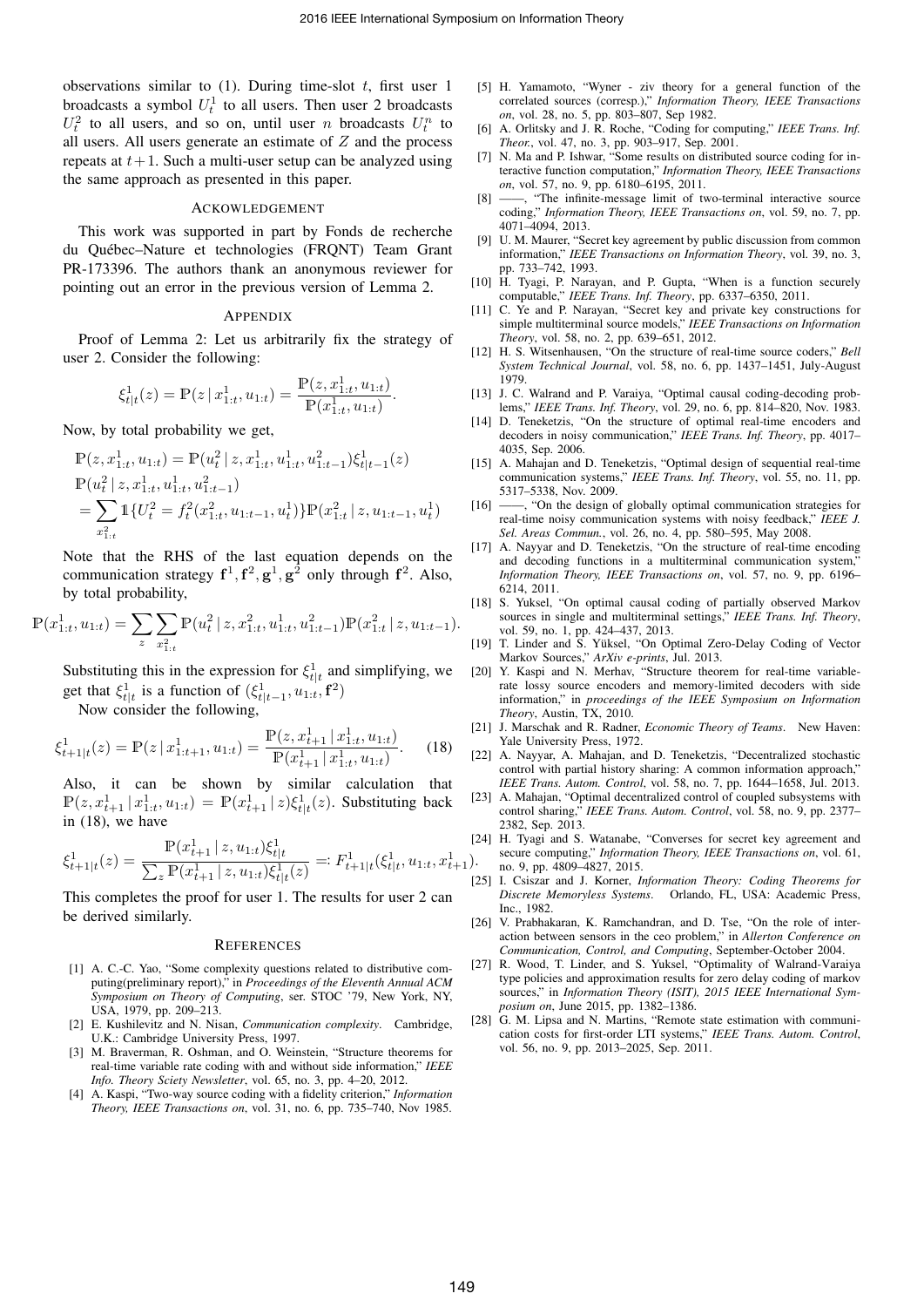observations similar to (1). During time-slot $t$, first user 1 broadcasts a symbol $U_t^1$ to all users. Then user 2 broadcasts $U_t^2$ to all users, and so on, until user $n$ broadcasts $U_t^n$ to all users. All users generate an estimate of $Z$ and the process repeats at $t+1$. Such a multi-user setup can be analyzed using the same approach as presented in this paper.

## ACKOWLEDGEMENT

This work was supported in part by Fonds de recherche du Québec–Nature et technologies (FRQNT) Team Grant PR-173396. The authors thank an anonymous reviewer for pointing out an error in the previous version of Lemma 2.

## APPENDIX

Proof of Lemma 2: Let us arbitrarily fix the strategy of user 2. Consider the following:

$$\xi_{t|t}^1(z) = \mathbb{P}(z \,|\, x_{1:t}^1, u_{1:t}) = \frac{\mathbb{P}(z, x_{1:t}^1, u_{1:t})}{\mathbb{P}(x_{1:t}^1, u_{1:t})}.$$

Now, by total probability we get,

$$\begin{aligned}
&\mathbb{P}(z, x_{1:t}^1, u_{1:t}) = \mathbb{P}(u_t^2 \,|\, z, x_{1:t}^1, u_{1:t}^1, u_{1:t-1}^2)\xi_{t|t-1}^1(z) \\
&\mathbb{P}(u_t^2 \,|\, z, x_{1:t}^1, u_{1:t}^1, u_{1:t-1}^2) \\
&= \sum_{x_{1:t}^2} \mathbb{1}\{U_t^2 = f_t^2(x_{1:t}^2, u_{1:t-1}, u_t^1)\}\mathbb{P}(x_{1:t}^2 \,|\, z, u_{1:t-1}, u_t^1)
\end{aligned}$$

Note that the RHS of the last equation depends on the communication strategy $\mathbf{f}^1, \mathbf{f}^2, \mathbf{g}^1, \mathbf{g}^2$ only through $\mathbf{f}^2$. Also, by total probability,

$$\mathbb{P}(x_{1:t}^1, u_{1:t}) = \sum_z \sum_{x_{1:t}^2} \mathbb{P}(u_t^2 \,|\, z, x_{1:t}^2, u_{1:t}^1, u_{1:t-1}^2)\mathbb{P}(x_{1:t}^2 \,|\, z, u_{1:t-1}).$$

Substituting this in the expression for $\xi_{t|t}^1$ and simplifying, we get that $\xi_{t|t}^1$ is a function of $(\xi_{t|t-1}^1, u_{1:t}, \mathbf{f}^2)$

Now consider the following,

$$\xi_{t+1|t}^1(z) = \mathbb{P}(z \,|\, x_{1:t+1}^1, u_{1:t}) = \frac{\mathbb{P}(z, x_{t+1}^1 \,|\, x_{1:t}^1, u_{1:t})}{\mathbb{P}(x_{t+1}^1 \,|\, x_{1:t}^1, u_{1:t})}. \tag{18}$$

Also, it can be shown by similar calculation that $\mathbb{P}(z, x_{t+1}^1 \,|\, x_{1:t}^1, u_{1:t}) = \mathbb{P}(x_{t+1}^1 \,|\, z)\xi_{t|t}^1(z)$. Substituting back in (18), we have

$$\xi_{t+1|t}^1(z) = \frac{\mathbb{P}(x_{t+1}^1 \,|\, z, u_{1:t})\xi_{t|t}^1}{\sum_z \mathbb{P}(x_{t+1}^1 \,|\, z, u_{1:t})\xi_{t|t}^1(z)} =: F_{t+1|t}^1(\xi_{t|t}^1, u_{1:t}, x_{t+1}^1).$$

This completes the proof for user 1. The results for user 2 can be derived similarly.

## REFERENCES

[1] A. C.-C. Yao, "Some complexity questions related to distributive computing(preliminary report)," in *Proceedings of the Eleventh Annual ACM Symposium on Theory of Computing*, ser. STOC '79, New York, NY, USA, 1979, pp. 209–213.

[2] E. Kushilevitz and N. Nisan, *Communication complexity*. Cambridge, U.K.: Cambridge University Press, 1997.

[3] M. Braverman, R. Oshman, and O. Weinstein, "Structure theorems for real-time variable rate coding with and without side information," *IEEE Info. Theory Sciety Newsletter*, vol. 65, no. 3, pp. 4–20, 2012.

[4] A. Kaspi, "Two-way source coding with a fidelity criterion," *Information Theory, IEEE Transactions on*, vol. 31, no. 6, pp. 735–740, Nov 1985.

[5] H. Yamamoto, "Wyner - ziv theory for a general function of the correlated sources (corresp.)," *Information Theory, IEEE Transactions on*, vol. 28, no. 5, pp. 803–807, Sep 1982.

[6] A. Orlitsky and J. R. Roche, "Coding for computing," *IEEE Trans. Inf. Theor.*, vol. 47, no. 3, pp. 903–917, Sep. 2001.

[7] N. Ma and P. Ishwar, "Some results on distributed source coding for interactive function computation," *Information Theory, IEEE Transactions on*, vol. 57, no. 9, pp. 6180–6195, 2011.

[8] ——, "The infinite-message limit of two-terminal interactive source coding," *Information Theory, IEEE Transactions on*, vol. 59, no. 7, pp. 4071–4094, 2013.

[9] U. M. Maurer, "Secret key agreement by public discussion from common information," *IEEE Transactions on Information Theory*, vol. 39, no. 3, pp. 733–742, 1993.

[10] H. Tyagi, P. Narayan, and P. Gupta, "When is a function securely computable," *IEEE Trans. Inf. Theory*, pp. 6337–6350, 2011.

[11] C. Ye and P. Narayan, "Secret key and private key constructions for simple multiterminal source models," *IEEE Transactions on Information Theory*, vol. 58, no. 2, pp. 639–651, 2012.

[12] H. S. Witsenhausen, "On the structure of real-time source coders," *Bell System Technical Journal*, vol. 58, no. 6, pp. 1437–1451, July-August 1979.

[13] J. C. Walrand and P. Varaiya, "Optimal causal coding-decoding problems," *IEEE Trans. Inf. Theory*, vol. 29, no. 6, pp. 814–820, Nov. 1983.

[14] D. Teneketzis, "On the structure of optimal real-time encoders and decoders in noisy communication," *IEEE Trans. Inf. Theory*, pp. 4017–4035, Sep. 2006.

[15] A. Mahajan and D. Teneketzis, "Optimal design of sequential real-time communication systems," *IEEE Trans. Inf. Theory*, vol. 55, no. 11, pp. 5317–5338, Nov. 2009.

[16] ——, "On the design of globally optimal communication strategies for real-time noisy communication systems with noisy feedback," *IEEE J. Sel. Areas Commun.*, vol. 26, no. 4, pp. 580–595, May 2008.

[17] A. Nayyar and D. Teneketzis, "On the structure of real-time encoding and decoding functions in a multiterminal communication system," *Information Theory, IEEE Transactions on*, vol. 57, no. 9, pp. 6196–6214, 2011.

[18] S. Yuksel, "On optimal causal coding of partially observed Markov sources in single and multiterminal settings," *IEEE Trans. Inf. Theory*, vol. 59, no. 1, pp. 424–437, 2013.

[19] T. Linder and S. Yüksel, "On Optimal Zero-Delay Coding of Vector Markov Sources," *ArXiv e-prints*, Jul. 2013.

[20] Y. Kaspi and N. Merhav, "Structure theorem for real-time variable-rate lossy source encoders and memory-limited decoders with side information," in *proceedings of the IEEE Symposium on Information Theory*, Austin, TX, 2010.

[21] J. Marschak and R. Radner, *Economic Theory of Teams*. New Haven: Yale University Press, 1972.

[22] A. Nayyar, A. Mahajan, and D. Teneketzis, "Decentralized stochastic control with partial history sharing: A common information approach," *IEEE Trans. Autom. Control*, vol. 58, no. 7, pp. 1644–1658, Jul. 2013.

[23] A. Mahajan, "Optimal decentralized control of coupled subsystems with control sharing," *IEEE Trans. Autom. Control*, vol. 58, no. 9, pp. 2377–2382, Sep. 2013.

[24] H. Tyagi and S. Watanabe, "Converses for secret key agreement and secure computing," *Information Theory, IEEE Transactions on*, vol. 61, no. 9, pp. 4809–4827, 2015.

[25] I. Csiszar and J. Korner, *Information Theory: Coding Theorems for Discrete Memoryless Systems*. Orlando, FL, USA: Academic Press, Inc., 1982.

[26] V. Prabhakaran, K. Ramchandran, and D. Tse, "On the role of interaction between sensors in the ceo problem," in *Allerton Conference on Communication, Control, and Computing*, September-October 2004.

[27] R. Wood, T. Linder, and S. Yuksel, "Optimality of Walrand-Varaiya type policies and approximation results for zero delay coding of markov sources," in *Information Theory (ISIT), 2015 IEEE International Symposium on*, June 2015, pp. 1382–1386.

[28] G. M. Lipsa and N. Martins, "Remote state estimation with communication costs for first-order LTI systems," *IEEE Trans. Autom. Control*, vol. 56, no. 9, pp. 2013–2025, Sep. 2011.